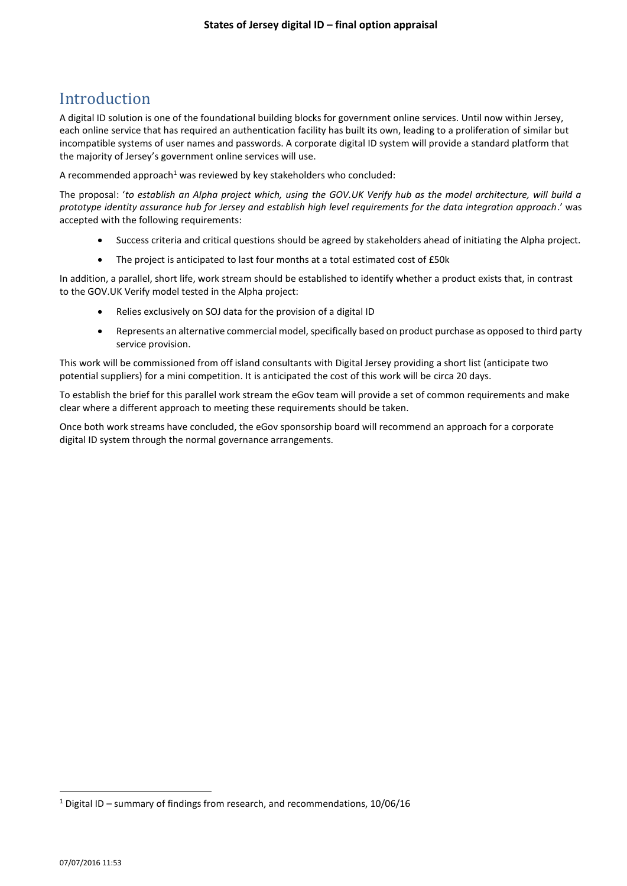# Introduction

A digital ID solution is one of the foundational building blocks for government online services. Until now within Jersey, each online service that has required an authentication facility has built its own, leading to a proliferation of similar but incompatible systems of user names and passwords. A corporate digital ID system will provide a standard platform that the majority of Jersey's government online services will use.

A recommended approach[1] was reviewed by key stakeholders who concluded:

The proposal: '*to establish an Alpha project which, using the GOV.UK Verify hub as the model architecture, will build a prototype identity assurance hub for Jersey and establish high level requirements for the data integration approach*.' was accepted with the following requirements:

- Success criteria and critical questions should be agreed by stakeholders ahead of initiating the Alpha project.
- The project is anticipated to last four months at a total estimated cost of £50k

In addition, a parallel, short life, work stream should be established to identify whether a product exists that, in contrast to the GOV.UK Verify model tested in the Alpha project:

- Relies exclusively on SOJ data for the provision of a digital ID
- Represents an alternative commercial model, specifically based on product purchase as opposed to third party service provision.

This work will be commissioned from off island consultants with Digital Jersey providing a short list (anticipate two potential suppliers) for a mini competition. It is anticipated the cost of this work will be circa 20 days.

To establish the brief for this parallel work stream the eGov team will provide a set of common requirements and make clear where a different approach to meeting these requirements should be taken.

Once both work streams have concluded, the eGov sponsorship board will recommend an approach for a corporate digital ID system through the normal governance arrangements.

[1] Digital ID – summary of findings from research, and recommendations, 10/06/16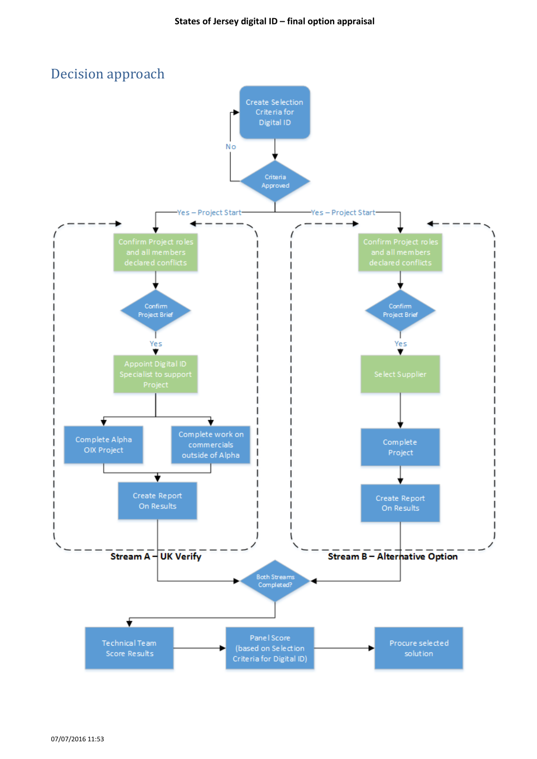## Decision approach

Create Selection Criteria for Digital ID

Criteria Approved

No

Yes – Project Start

Yes – Project Start

Confirm Project roles and all members declared conflicts

Confirm Project Brief

Yes

Appoint Digital ID Specialist to support Project

Complete Alpha OIX Project

Complete work on commercials outside of Alpha

Create Report On Results

**Stream A – UK Verify**

Confirm Project roles and all members declared conflicts

Confirm Project Brief

Yes

Select Supplier

Complete Project

Create Report On Results

**Stream B – Alternative Option**

Both Streams Completed?

Technical Team Score Results

Panel Score (based on Selection Criteria for Digital ID)

Procure selected solution

07/07/2016 11:53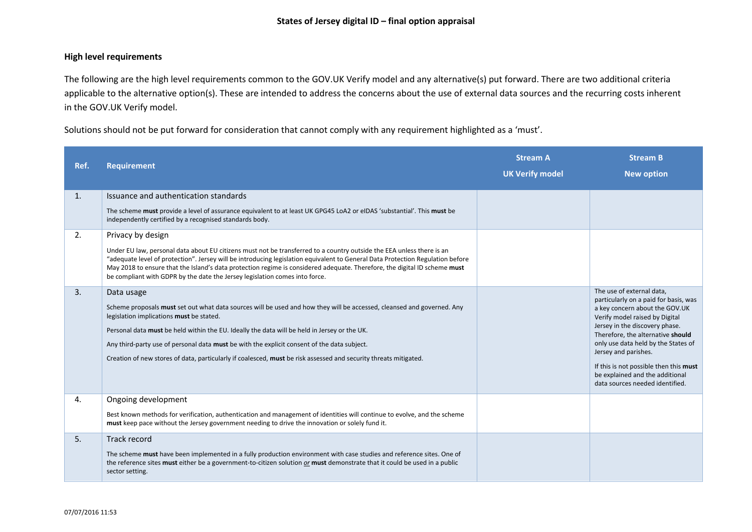**States of Jersey digital ID – final option appraisal**

**High level requirements**

The following are the high level requirements common to the GOV.UK Verify model and any alternative(s) put forward. There are two additional criteria applicable to the alternative option(s). These are intended to address the concerns about the use of external data sources and the recurring costs inherent in the GOV.UK Verify model.

Solutions should not be put forward for consideration that cannot comply with any requirement highlighted as a 'must'.

| Ref. | Requirement | Stream A<br>UK Verify model | Stream B<br>New option |
|---|---|---|---|
| 1. | Issuance and authentication standards<br><br>The scheme **must** provide a level of assurance equivalent to at least UK GPG45 LoA2 or eIDAS 'substantial'. This **must** be independently certified by a recognised standards body. | | |
| 2. | Privacy by design<br><br>Under EU law, personal data about EU citizens must not be transferred to a country outside the EEA unless there is an "adequate level of protection". Jersey will be introducing legislation equivalent to General Data Protection Regulation before May 2018 to ensure that the Island's data protection regime is considered adequate. Therefore, the digital ID scheme **must** be compliant with GDPR by the date the Jersey legislation comes into force. | | |
| 3. | Data usage<br><br>Scheme proposals **must** set out what data sources will be used and how they will be accessed, cleansed and governed. Any legislation implications **must** be stated.<br><br>Personal data **must** be held within the EU. Ideally the data will be held in Jersey or the UK.<br><br>Any third-party use of personal data **must** be with the explicit consent of the data subject.<br><br>Creation of new stores of data, particularly if coalesced, **must** be risk assessed and security threats mitigated. | | The use of external data, particularly on a paid for basis, was a key concern about the GOV.UK Verify model raised by Digital Jersey in the discovery phase. Therefore, the alternative **should** only use data held by the States of Jersey and parishes.<br><br>If this is not possible then this **must** be explained and the additional data sources needed identified. |
| 4. | Ongoing development<br><br>Best known methods for verification, authentication and management of identities will continue to evolve, and the scheme **must** keep pace without the Jersey government needing to drive the innovation or solely fund it. | | |
| 5. | Track record<br><br>The scheme **must** have been implemented in a fully production environment with case studies and reference sites. One of the reference sites **must** either be a government-to-citizen solution *or* **must** demonstrate that it could be used in a public sector setting. | | |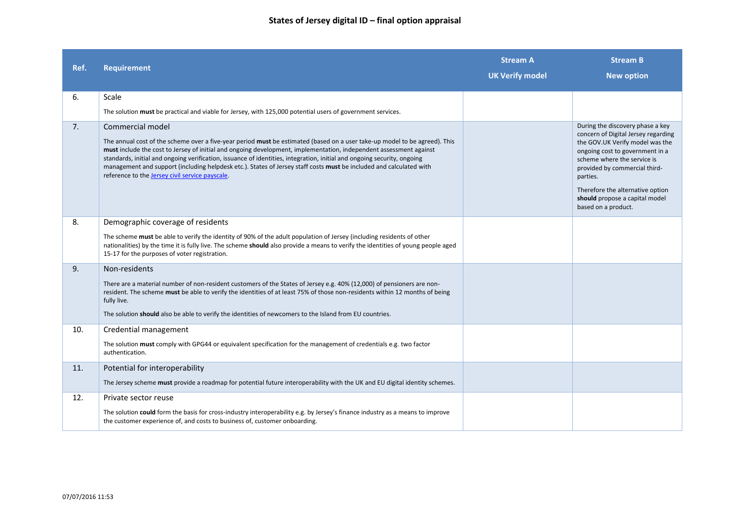# States of Jersey digital ID – final option appraisal

| Ref. | Requirement | Stream A<br>UK Verify model | Stream B<br>New option |
|---|---|---|---|
| 6. | Scale<br><br>The solution **must** be practical and viable for Jersey, with 125,000 potential users of government services. | | |
| 7. | Commercial model<br><br>The annual cost of the scheme over a five-year period **must** be estimated (based on a user take-up model to be agreed). This **must** include the cost to Jersey of initial and ongoing development, implementation, independent assessment against standards, initial and ongoing verification, issuance of identities, integration, initial and ongoing security, ongoing management and support (including helpdesk etc.). States of Jersey staff costs **must** be included and calculated with reference to the [Jersey civil service payscale](). | | During the discovery phase a key concern of Digital Jersey regarding the GOV.UK Verify model was the ongoing cost to government in a scheme where the service is provided by commercial third-parties.<br><br>Therefore the alternative option **should** propose a capital model based on a product. |
| 8. | Demographic coverage of residents<br><br>The scheme **must** be able to verify the identity of 90% of the adult population of Jersey (including residents of other nationalities) by the time it is fully live. The scheme **should** also provide a means to verify the identities of young people aged 15-17 for the purposes of voter registration. | | |
| 9. | Non-residents<br><br>There are a material number of non-resident customers of the States of Jersey e.g. 40% (12,000) of pensioners are non-resident. The scheme **must** be able to verify the identities of at least 75% of those non-residents within 12 months of being fully live.<br><br>The solution **should** also be able to verify the identities of newcomers to the Island from EU countries. | | |
| 10. | Credential management<br><br>The solution **must** comply with GPG44 or equivalent specification for the management of credentials e.g. two factor authentication. | | |
| 11. | Potential for interoperability<br><br>The Jersey scheme **must** provide a roadmap for potential future interoperability with the UK and EU digital identity schemes. | | |
| 12. | Private sector reuse<br><br>The solution **could** form the basis for cross-industry interoperability e.g. by Jersey's finance industry as a means to improve the customer experience of, and costs to business of, customer onboarding. | | |

07/07/2016 11:53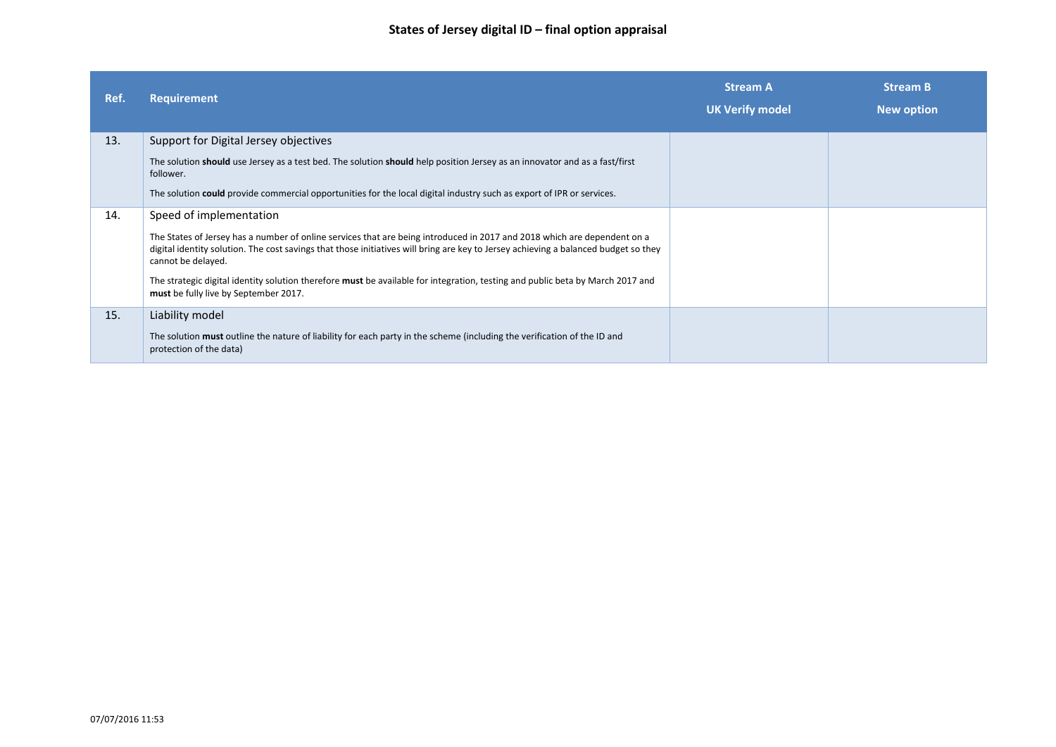# States of Jersey digital ID – final option appraisal

| Ref. | Requirement | Stream A<br>UK Verify model | Stream B<br>New option |
|---|---|---|---|
| 13. | Support for Digital Jersey objectives<br><br>The solution **should** use Jersey as a test bed. The solution **should** help position Jersey as an innovator and as a fast/first follower.<br><br>The solution **could** provide commercial opportunities for the local digital industry such as export of IPR or services. | | |
| 14. | Speed of implementation<br><br>The States of Jersey has a number of online services that are being introduced in 2017 and 2018 which are dependent on a digital identity solution. The cost savings that those initiatives will bring are key to Jersey achieving a balanced budget so they cannot be delayed.<br><br>The strategic digital identity solution therefore **must** be available for integration, testing and public beta by March 2017 and **must** be fully live by September 2017. | | |
| 15. | Liability model<br><br>The solution **must** outline the nature of liability for each party in the scheme (including the verification of the ID and protection of the data) | | |

07/07/2016 11:53